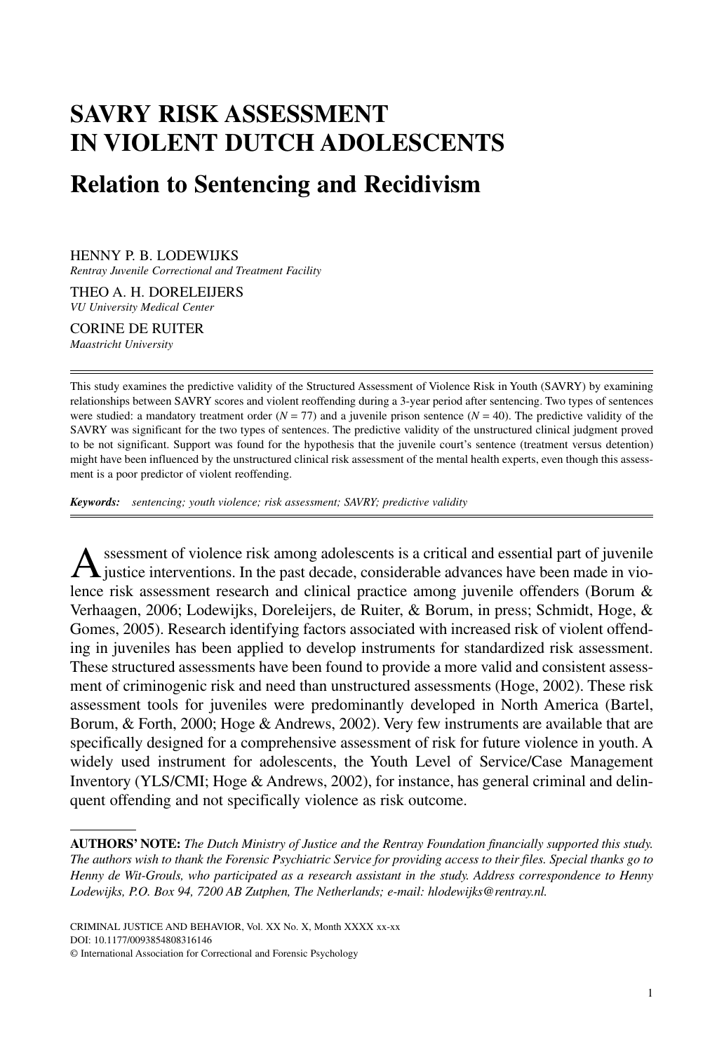# SAVRY RISK ASSESSMENT IN VIOLENT DUTCH ADOLESCENTS

## Relation to Sentencing and Recidivism

HENNY P. B. LODEWIJKS
*Rentray Juvenile Correctional and Treatment Facility*

THEO A. H. DORELEIJERS
*VU University Medical Center*

CORINE DE RUITER
*Maastricht University*

This study examines the predictive validity of the Structured Assessment of Violence Risk in Youth (SAVRY) by examining relationships between SAVRY scores and violent reoffending during a 3-year period after sentencing. Two types of sentences were studied: a mandatory treatment order ($N = 77$) and a juvenile prison sentence ($N = 40$). The predictive validity of the SAVRY was significant for the two types of sentences. The predictive validity of the unstructured clinical judgment proved to be not significant. Support was found for the hypothesis that the juvenile court's sentence (treatment versus detention) might have been influenced by the unstructured clinical risk assessment of the mental health experts, even though this assessment is a poor predictor of violent reoffending.

***Keywords:*** *sentencing; youth violence; risk assessment; SAVRY; predictive validity*

Assessment of violence risk among adolescents is a critical and essential part of juvenile justice interventions. In the past decade, considerable advances have been made in violence risk assessment research and clinical practice among juvenile offenders (Borum & Verhaagen, 2006; Lodewijks, Doreleijers, de Ruiter, & Borum, in press; Schmidt, Hoge, & Gomes, 2005). Research identifying factors associated with increased risk of violent offending in juveniles has been applied to develop instruments for standardized risk assessment. These structured assessments have been found to provide a more valid and consistent assessment of criminogenic risk and need than unstructured assessments (Hoge, 2002). These risk assessment tools for juveniles were predominantly developed in North America (Bartel, Borum, & Forth, 2000; Hoge & Andrews, 2002). Very few instruments are available that are specifically designed for a comprehensive assessment of risk for future violence in youth. A widely used instrument for adolescents, the Youth Level of Service/Case Management Inventory (YLS/CMI; Hoge & Andrews, 2002), for instance, has general criminal and delinquent offending and not specifically violence as risk outcome.

---

**AUTHORS' NOTE:** *The Dutch Ministry of Justice and the Rentray Foundation financially supported this study. The authors wish to thank the Forensic Psychiatric Service for providing access to their files. Special thanks go to Henny de Wit-Grouls, who participated as a research assistant in the study. Address correspondence to Henny Lodewijks, P.O. Box 94, 7200 AB Zutphen, The Netherlands; e-mail: hlodewijks@rentray.nl.*

CRIMINAL JUSTICE AND BEHAVIOR, Vol. XX No. X, Month XXXX xx-xx
DOI: 10.1177/0093854808316146
© International Association for Correctional and Forensic Psychology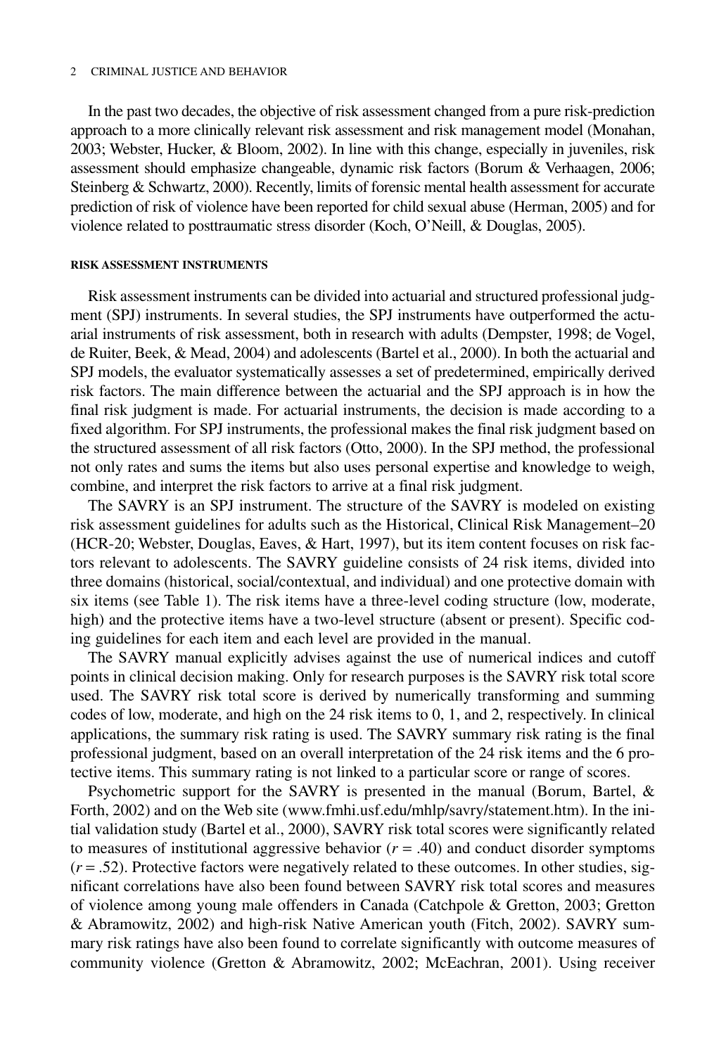In the past two decades, the objective of risk assessment changed from a pure risk-prediction approach to a more clinically relevant risk assessment and risk management model (Monahan, 2003; Webster, Hucker, & Bloom, 2002). In line with this change, especially in juveniles, risk assessment should emphasize changeable, dynamic risk factors (Borum & Verhaagen, 2006; Steinberg & Schwartz, 2000). Recently, limits of forensic mental health assessment for accurate prediction of risk of violence have been reported for child sexual abuse (Herman, 2005) and for violence related to posttraumatic stress disorder (Koch, O'Neill, & Douglas, 2005).

#### RISK ASSESSMENT INSTRUMENTS

Risk assessment instruments can be divided into actuarial and structured professional judgment (SPJ) instruments. In several studies, the SPJ instruments have outperformed the actuarial instruments of risk assessment, both in research with adults (Dempster, 1998; de Vogel, de Ruiter, Beek, & Mead, 2004) and adolescents (Bartel et al., 2000). In both the actuarial and SPJ models, the evaluator systematically assesses a set of predetermined, empirically derived risk factors. The main difference between the actuarial and the SPJ approach is in how the final risk judgment is made. For actuarial instruments, the decision is made according to a fixed algorithm. For SPJ instruments, the professional makes the final risk judgment based on the structured assessment of all risk factors (Otto, 2000). In the SPJ method, the professional not only rates and sums the items but also uses personal expertise and knowledge to weigh, combine, and interpret the risk factors to arrive at a final risk judgment.

The SAVRY is an SPJ instrument. The structure of the SAVRY is modeled on existing risk assessment guidelines for adults such as the Historical, Clinical Risk Management–20 (HCR-20; Webster, Douglas, Eaves, & Hart, 1997), but its item content focuses on risk factors relevant to adolescents. The SAVRY guideline consists of 24 risk items, divided into three domains (historical, social/contextual, and individual) and one protective domain with six items (see Table 1). The risk items have a three-level coding structure (low, moderate, high) and the protective items have a two-level structure (absent or present). Specific coding guidelines for each item and each level are provided in the manual.

The SAVRY manual explicitly advises against the use of numerical indices and cutoff points in clinical decision making. Only for research purposes is the SAVRY risk total score used. The SAVRY risk total score is derived by numerically transforming and summing codes of low, moderate, and high on the 24 risk items to 0, 1, and 2, respectively. In clinical applications, the summary risk rating is used. The SAVRY summary risk rating is the final professional judgment, based on an overall interpretation of the 24 risk items and the 6 protective items. This summary rating is not linked to a particular score or range of scores.

Psychometric support for the SAVRY is presented in the manual (Borum, Bartel, & Forth, 2002) and on the Web site (www.fmhi.usf.edu/mhlp/savry/statement.htm). In the initial validation study (Bartel et al., 2000), SAVRY risk total scores were significantly related to measures of institutional aggressive behavior ($r = .40$) and conduct disorder symptoms ($r = .52$). Protective factors were negatively related to these outcomes. In other studies, significant correlations have also been found between SAVRY risk total scores and measures of violence among young male offenders in Canada (Catchpole & Gretton, 2003; Gretton & Abramowitz, 2002) and high-risk Native American youth (Fitch, 2002). SAVRY summary risk ratings have also been found to correlate significantly with outcome measures of community violence (Gretton & Abramowitz, 2002; McEachran, 2001). Using receiver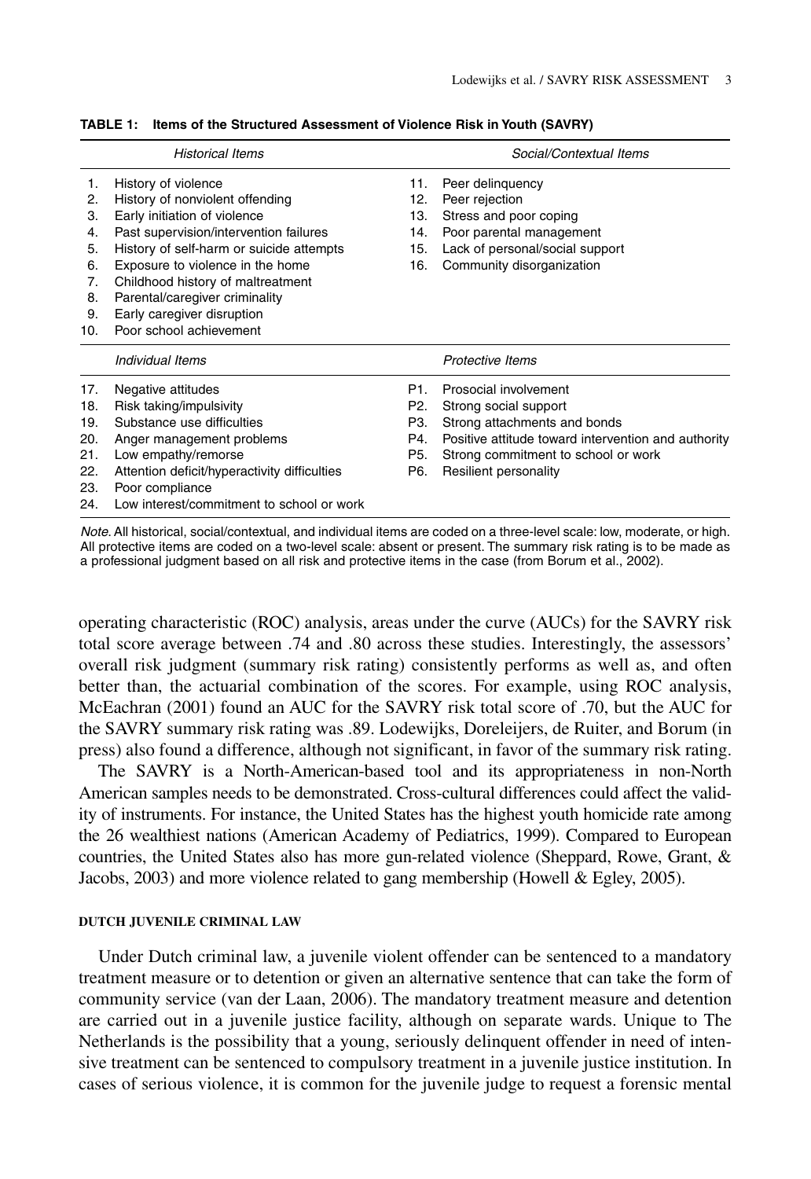**TABLE 1: Items of the Structured Assessment of Violence Risk in Youth (SAVRY)**

| | *Historical Items* | | *Social/Contextual Items* |
|---|---|---|---|
| 1. | History of violence | 11. | Peer delinquency |
| 2. | History of nonviolent offending | 12. | Peer rejection |
| 3. | Early initiation of violence | 13. | Stress and poor coping |
| 4. | Past supervision/intervention failures | 14. | Poor parental management |
| 5. | History of self-harm or suicide attempts | 15. | Lack of personal/social support |
| 6. | Exposure to violence in the home | 16. | Community disorganization |
| 7. | Childhood history of maltreatment | | |
| 8. | Parental/caregiver criminality | | |
| 9. | Early caregiver disruption | | |
| 10. | Poor school achievement | | |
| | *Individual Items* | | *Protective Items* |
| 17. | Negative attitudes | P1. | Prosocial involvement |
| 18. | Risk taking/impulsivity | P2. | Strong social support |
| 19. | Substance use difficulties | P3. | Strong attachments and bonds |
| 20. | Anger management problems | P4. | Positive attitude toward intervention and authority |
| 21. | Low empathy/remorse | P5. | Strong commitment to school or work |
| 22. | Attention deficit/hyperactivity difficulties | P6. | Resilient personality |
| 23. | Poor compliance | | |
| 24. | Low interest/commitment to school or work | | |

*Note.* All historical, social/contextual, and individual items are coded on a three-level scale: low, moderate, or high. All protective items are coded on a two-level scale: absent or present. The summary risk rating is to be made as a professional judgment based on all risk and protective items in the case (from Borum et al., 2002).

operating characteristic (ROC) analysis, areas under the curve (AUCs) for the SAVRY risk total score average between .74 and .80 across these studies. Interestingly, the assessors' overall risk judgment (summary risk rating) consistently performs as well as, and often better than, the actuarial combination of the scores. For example, using ROC analysis, McEachran (2001) found an AUC for the SAVRY risk total score of .70, but the AUC for the SAVRY summary risk rating was .89. Lodewijks, Doreleijers, de Ruiter, and Borum (in press) also found a difference, although not significant, in favor of the summary risk rating.

The SAVRY is a North-American-based tool and its appropriateness in non-North American samples needs to be demonstrated. Cross-cultural differences could affect the validity of instruments. For instance, the United States has the highest youth homicide rate among the 26 wealthiest nations (American Academy of Pediatrics, 1999). Compared to European countries, the United States also has more gun-related violence (Sheppard, Rowe, Grant, & Jacobs, 2003) and more violence related to gang membership (Howell & Egley, 2005).

#### DUTCH JUVENILE CRIMINAL LAW

Under Dutch criminal law, a juvenile violent offender can be sentenced to a mandatory treatment measure or to detention or given an alternative sentence that can take the form of community service (van der Laan, 2006). The mandatory treatment measure and detention are carried out in a juvenile justice facility, although on separate wards. Unique to The Netherlands is the possibility that a young, seriously delinquent offender in need of intensive treatment can be sentenced to compulsory treatment in a juvenile justice institution. In cases of serious violence, it is common for the juvenile judge to request a forensic mental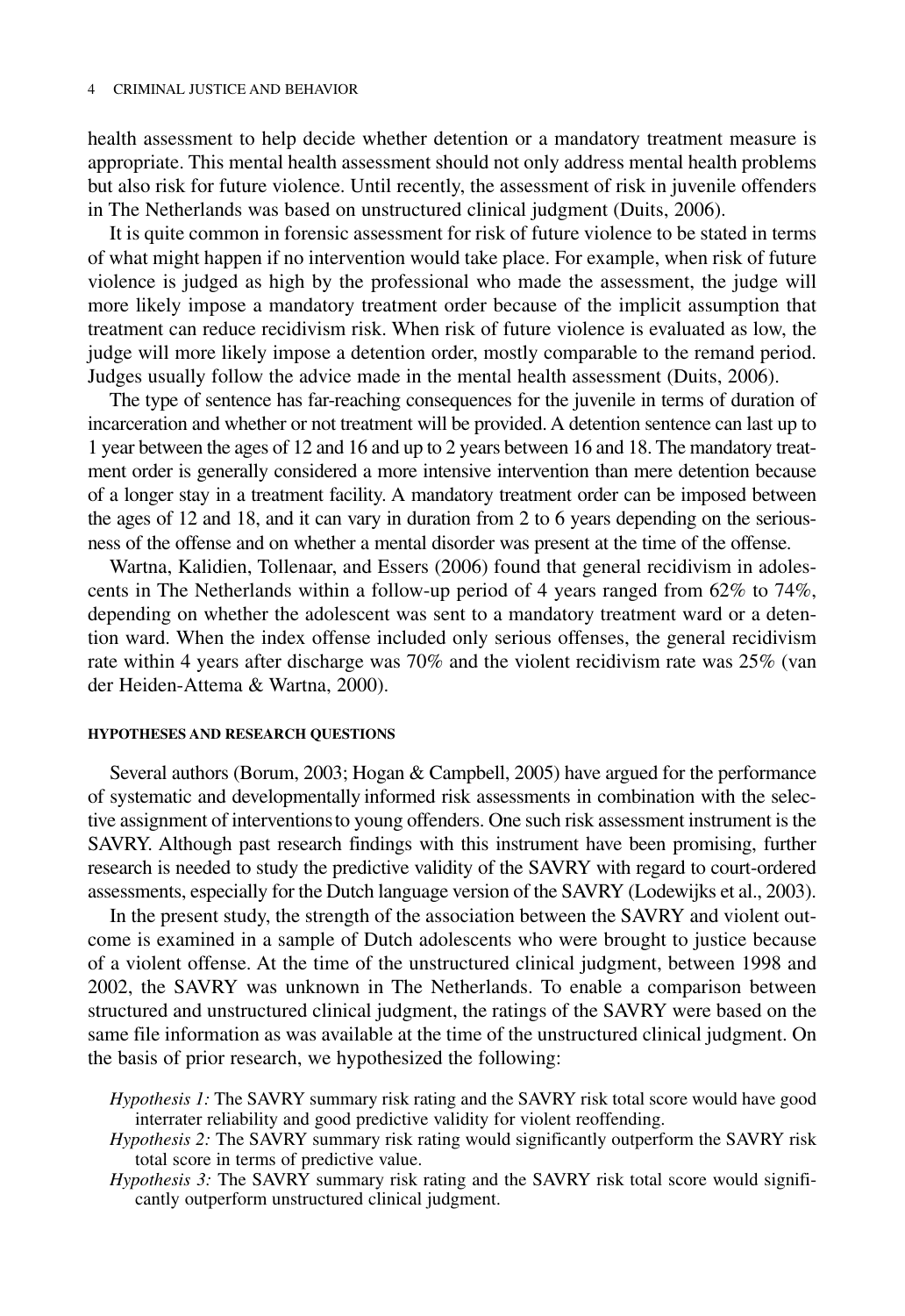health assessment to help decide whether detention or a mandatory treatment measure is appropriate. This mental health assessment should not only address mental health problems but also risk for future violence. Until recently, the assessment of risk in juvenile offenders in The Netherlands was based on unstructured clinical judgment (Duits, 2006).

It is quite common in forensic assessment for risk of future violence to be stated in terms of what might happen if no intervention would take place. For example, when risk of future violence is judged as high by the professional who made the assessment, the judge will more likely impose a mandatory treatment order because of the implicit assumption that treatment can reduce recidivism risk. When risk of future violence is evaluated as low, the judge will more likely impose a detention order, mostly comparable to the remand period. Judges usually follow the advice made in the mental health assessment (Duits, 2006).

The type of sentence has far-reaching consequences for the juvenile in terms of duration of incarceration and whether or not treatment will be provided. A detention sentence can last up to 1 year between the ages of 12 and 16 and up to 2 years between 16 and 18. The mandatory treatment order is generally considered a more intensive intervention than mere detention because of a longer stay in a treatment facility. A mandatory treatment order can be imposed between the ages of 12 and 18, and it can vary in duration from 2 to 6 years depending on the seriousness of the offense and on whether a mental disorder was present at the time of the offense.

Wartna, Kalidien, Tollenaar, and Essers (2006) found that general recidivism in adolescents in The Netherlands within a follow-up period of 4 years ranged from 62% to 74%, depending on whether the adolescent was sent to a mandatory treatment ward or a detention ward. When the index offense included only serious offenses, the general recidivism rate within 4 years after discharge was 70% and the violent recidivism rate was 25% (van der Heiden-Attema & Wartna, 2000).

#### HYPOTHESES AND RESEARCH QUESTIONS

Several authors (Borum, 2003; Hogan & Campbell, 2005) have argued for the performance of systematic and developmentally informed risk assessments in combination with the selective assignment of interventions to young offenders. One such risk assessment instrument is the SAVRY. Although past research findings with this instrument have been promising, further research is needed to study the predictive validity of the SAVRY with regard to court-ordered assessments, especially for the Dutch language version of the SAVRY (Lodewijks et al., 2003).

In the present study, the strength of the association between the SAVRY and violent outcome is examined in a sample of Dutch adolescents who were brought to justice because of a violent offense. At the time of the unstructured clinical judgment, between 1998 and 2002, the SAVRY was unknown in The Netherlands. To enable a comparison between structured and unstructured clinical judgment, the ratings of the SAVRY were based on the same file information as was available at the time of the unstructured clinical judgment. On the basis of prior research, we hypothesized the following:

*Hypothesis 1:* The SAVRY summary risk rating and the SAVRY risk total score would have good interrater reliability and good predictive validity for violent reoffending.

*Hypothesis 2:* The SAVRY summary risk rating would significantly outperform the SAVRY risk total score in terms of predictive value.

*Hypothesis 3:* The SAVRY summary risk rating and the SAVRY risk total score would significantly outperform unstructured clinical judgment.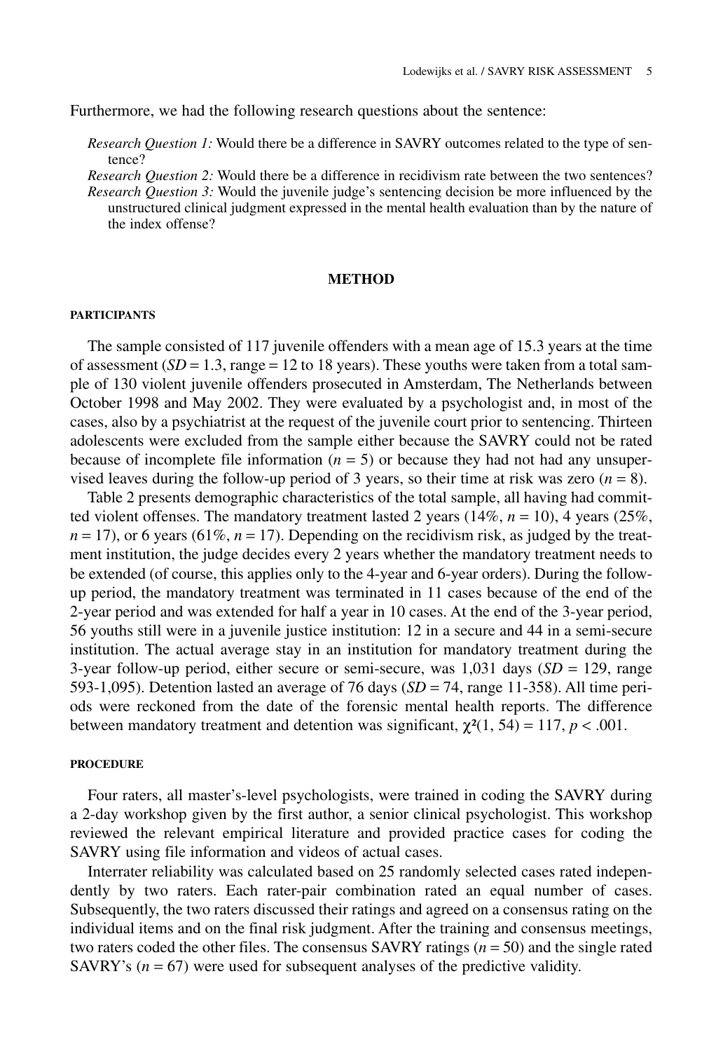Furthermore, we had the following research questions about the sentence:

*Research Question 1:* Would there be a difference in SAVRY outcomes related to the type of sentence?

*Research Question 2:* Would there be a difference in recidivism rate between the two sentences?

*Research Question 3:* Would the juvenile judge's sentencing decision be more influenced by the unstructured clinical judgment expressed in the mental health evaluation than by the nature of the index offense?

## METHOD

### PARTICIPANTS

The sample consisted of 117 juvenile offenders with a mean age of 15.3 years at the time of assessment (*SD* = 1.3, range = 12 to 18 years). These youths were taken from a total sample of 130 violent juvenile offenders prosecuted in Amsterdam, The Netherlands between October 1998 and May 2002. They were evaluated by a psychologist and, in most of the cases, also by a psychiatrist at the request of the juvenile court prior to sentencing. Thirteen adolescents were excluded from the sample either because the SAVRY could not be rated because of incomplete file information ($n = 5$) or because they had not had any unsupervised leaves during the follow-up period of 3 years, so their time at risk was zero ($n = 8$).

Table 2 presents demographic characteristics of the total sample, all having had committed violent offenses. The mandatory treatment lasted 2 years (14%, $n = 10$), 4 years (25%, $n = 17$), or 6 years (61%, $n = 17$). Depending on the recidivism risk, as judged by the treatment institution, the judge decides every 2 years whether the mandatory treatment needs to be extended (of course, this applies only to the 4-year and 6-year orders). During the follow-up period, the mandatory treatment was terminated in 11 cases because of the end of the 2-year period and was extended for half a year in 10 cases. At the end of the 3-year period, 56 youths still were in a juvenile justice institution: 12 in a secure and 44 in a semi-secure institution. The actual average stay in an institution for mandatory treatment during the 3-year follow-up period, either secure or semi-secure, was 1,031 days (*SD* = 129, range 593-1,095). Detention lasted an average of 76 days (*SD* = 74, range 11-358). All time periods were reckoned from the date of the forensic mental health reports. The difference between mandatory treatment and detention was significant, $\chi^2(1, 54) = 117$, $p < .001$.

### PROCEDURE

Four raters, all master's-level psychologists, were trained in coding the SAVRY during a 2-day workshop given by the first author, a senior clinical psychologist. This workshop reviewed the relevant empirical literature and provided practice cases for coding the SAVRY using file information and videos of actual cases.

Interrater reliability was calculated based on 25 randomly selected cases rated independently by two raters. Each rater-pair combination rated an equal number of cases. Subsequently, the two raters discussed their ratings and agreed on a consensus rating on the individual items and on the final risk judgment. After the training and consensus meetings, two raters coded the other files. The consensus SAVRY ratings ($n = 50$) and the single rated SAVRY's ($n = 67$) were used for subsequent analyses of the predictive validity.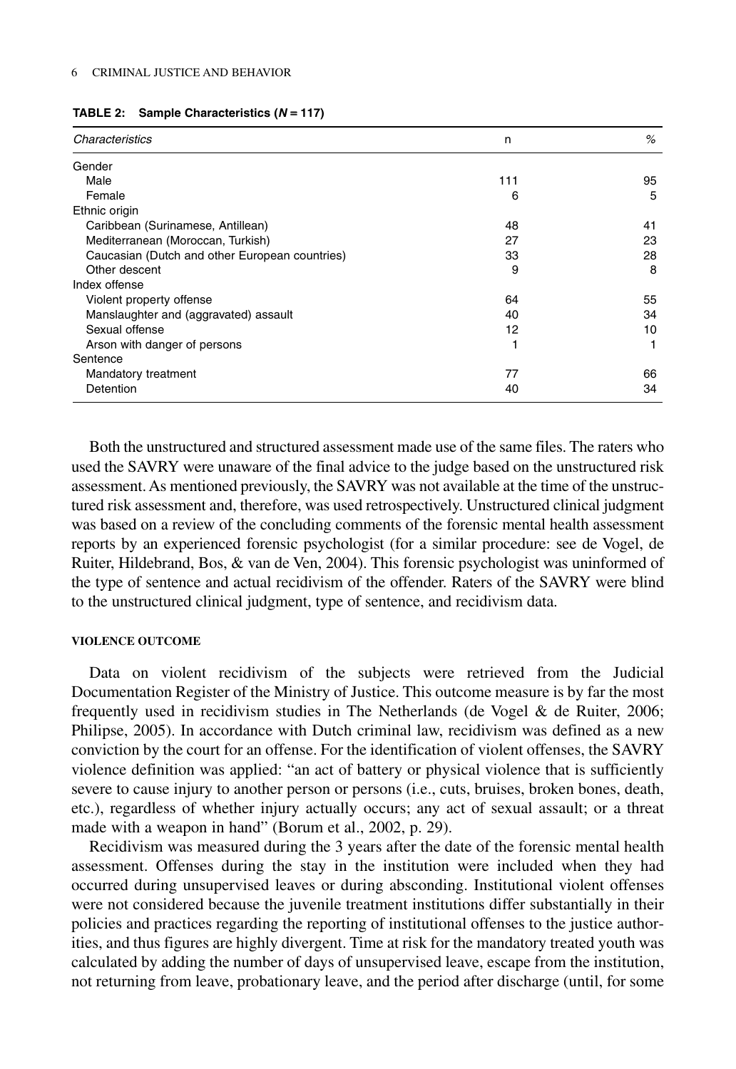**TABLE 2: Sample Characteristics (*N* = 117)**

| *Characteristics* | n | % |
|---|---|---|
| Gender | | |
| Male | 111 | 95 |
| Female | 6 | 5 |
| Ethnic origin | | |
| Caribbean (Surinamese, Antillean) | 48 | 41 |
| Mediterranean (Moroccan, Turkish) | 27 | 23 |
| Caucasian (Dutch and other European countries) | 33 | 28 |
| Other descent | 9 | 8 |
| Index offense | | |
| Violent property offense | 64 | 55 |
| Manslaughter and (aggravated) assault | 40 | 34 |
| Sexual offense | 12 | 10 |
| Arson with danger of persons | 1 | 1 |
| Sentence | | |
| Mandatory treatment | 77 | 66 |
| Detention | 40 | 34 |

Both the unstructured and structured assessment made use of the same files. The raters who used the SAVRY were unaware of the final advice to the judge based on the unstructured risk assessment. As mentioned previously, the SAVRY was not available at the time of the unstructured risk assessment and, therefore, was used retrospectively. Unstructured clinical judgment was based on a review of the concluding comments of the forensic mental health assessment reports by an experienced forensic psychologist (for a similar procedure: see de Vogel, de Ruiter, Hildebrand, Bos, & van de Ven, 2004). This forensic psychologist was uninformed of the type of sentence and actual recidivism of the offender. Raters of the SAVRY were blind to the unstructured clinical judgment, type of sentence, and recidivism data.

#### VIOLENCE OUTCOME

Data on violent recidivism of the subjects were retrieved from the Judicial Documentation Register of the Ministry of Justice. This outcome measure is by far the most frequently used in recidivism studies in The Netherlands (de Vogel & de Ruiter, 2006; Philipse, 2005). In accordance with Dutch criminal law, recidivism was defined as a new conviction by the court for an offense. For the identification of violent offenses, the SAVRY violence definition was applied: "an act of battery or physical violence that is sufficiently severe to cause injury to another person or persons (i.e., cuts, bruises, broken bones, death, etc.), regardless of whether injury actually occurs; any act of sexual assault; or a threat made with a weapon in hand" (Borum et al., 2002, p. 29).

Recidivism was measured during the 3 years after the date of the forensic mental health assessment. Offenses during the stay in the institution were included when they had occurred during unsupervised leaves or during absconding. Institutional violent offenses were not considered because the juvenile treatment institutions differ substantially in their policies and practices regarding the reporting of institutional offenses to the justice authorities, and thus figures are highly divergent. Time at risk for the mandatory treated youth was calculated by adding the number of days of unsupervised leave, escape from the institution, not returning from leave, probationary leave, and the period after discharge (until, for some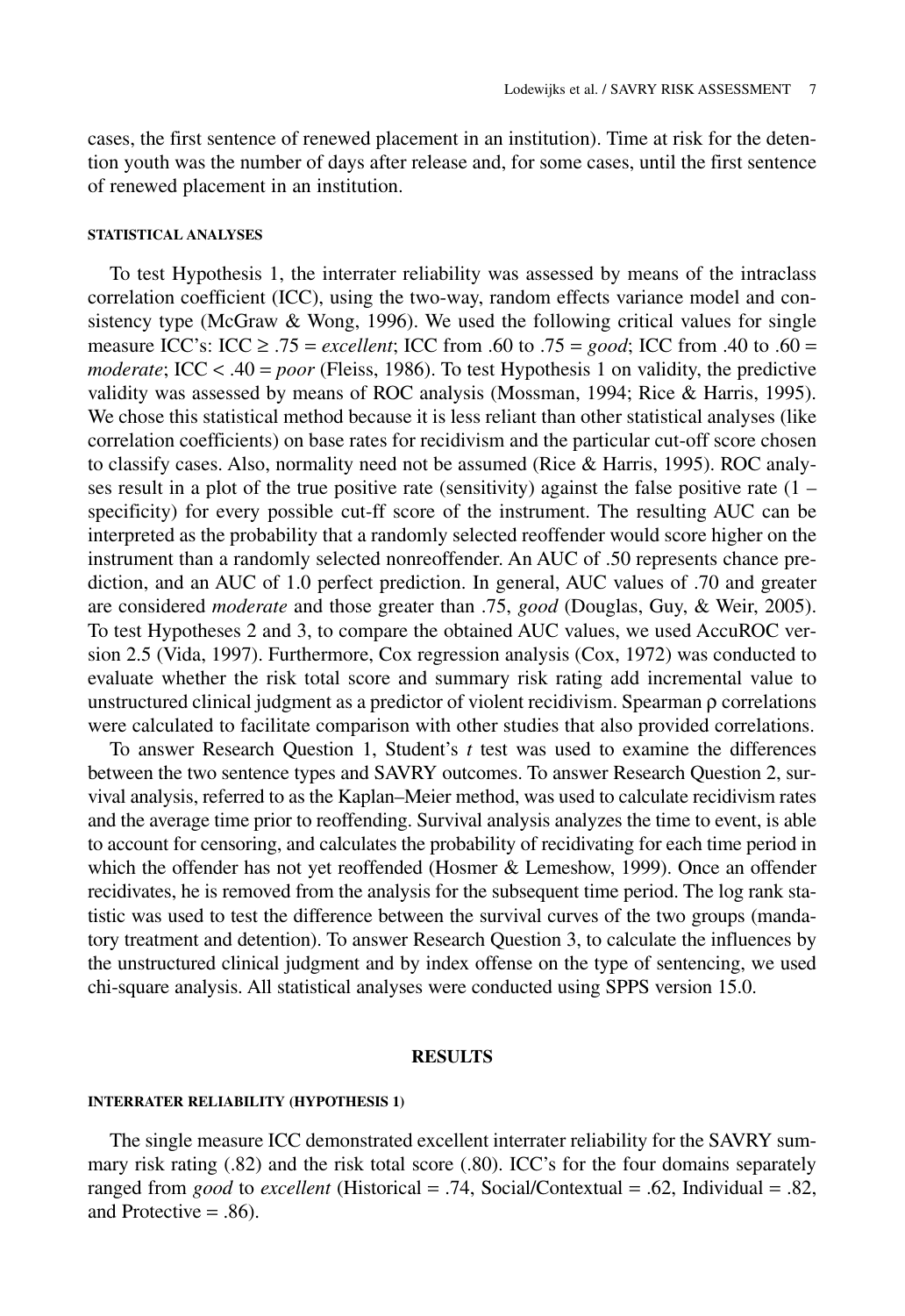cases, the first sentence of renewed placement in an institution). Time at risk for the detention youth was the number of days after release and, for some cases, until the first sentence of renewed placement in an institution.

#### STATISTICAL ANALYSES

To test Hypothesis 1, the interrater reliability was assessed by means of the intraclass correlation coefficient (ICC), using the two-way, random effects variance model and consistency type (McGraw & Wong, 1996). We used the following critical values for single measure ICC's: ICC ≥ .75 = *excellent*; ICC from .60 to .75 = *good*; ICC from .40 to .60 = *moderate*; ICC < .40 = *poor* (Fleiss, 1986). To test Hypothesis 1 on validity, the predictive validity was assessed by means of ROC analysis (Mossman, 1994; Rice & Harris, 1995). We chose this statistical method because it is less reliant than other statistical analyses (like correlation coefficients) on base rates for recidivism and the particular cut-off score chosen to classify cases. Also, normality need not be assumed (Rice & Harris, 1995). ROC analyses result in a plot of the true positive rate (sensitivity) against the false positive rate (1 – specificity) for every possible cut-ff score of the instrument. The resulting AUC can be interpreted as the probability that a randomly selected reoffender would score higher on the instrument than a randomly selected nonreoffender. An AUC of .50 represents chance prediction, and an AUC of 1.0 perfect prediction. In general, AUC values of .70 and greater are considered *moderate* and those greater than .75, *good* (Douglas, Guy, & Weir, 2005). To test Hypotheses 2 and 3, to compare the obtained AUC values, we used AccuROC version 2.5 (Vida, 1997). Furthermore, Cox regression analysis (Cox, 1972) was conducted to evaluate whether the risk total score and summary risk rating add incremental value to unstructured clinical judgment as a predictor of violent recidivism. Spearman ρ correlations were calculated to facilitate comparison with other studies that also provided correlations.

To answer Research Question 1, Student's *t* test was used to examine the differences between the two sentence types and SAVRY outcomes. To answer Research Question 2, survival analysis, referred to as the Kaplan–Meier method, was used to calculate recidivism rates and the average time prior to reoffending. Survival analysis analyzes the time to event, is able to account for censoring, and calculates the probability of recidivating for each time period in which the offender has not yet reoffended (Hosmer & Lemeshow, 1999). Once an offender recidivates, he is removed from the analysis for the subsequent time period. The log rank statistic was used to test the difference between the survival curves of the two groups (mandatory treatment and detention). To answer Research Question 3, to calculate the influences by the unstructured clinical judgment and by index offense on the type of sentencing, we used chi-square analysis. All statistical analyses were conducted using SPPS version 15.0.

## RESULTS

#### INTERRATER RELIABILITY (HYPOTHESIS 1)

The single measure ICC demonstrated excellent interrater reliability for the SAVRY summary risk rating (.82) and the risk total score (.80). ICC's for the four domains separately ranged from *good* to *excellent* (Historical = .74, Social/Contextual = .62, Individual = .82, and Protective = .86).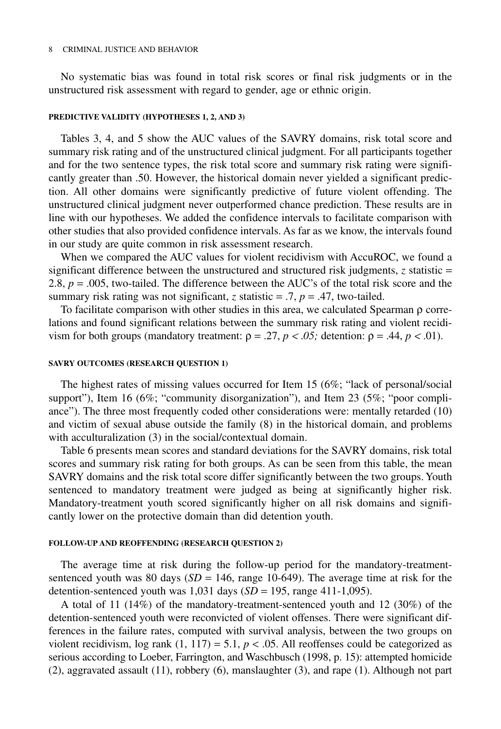No systematic bias was found in total risk scores or final risk judgments or in the unstructured risk assessment with regard to gender, age or ethnic origin.

### PREDICTIVE VALIDITY (HYPOTHESES 1, 2, AND 3)

Tables 3, 4, and 5 show the AUC values of the SAVRY domains, risk total score and summary risk rating and of the unstructured clinical judgment. For all participants together and for the two sentence types, the risk total score and summary risk rating were significantly greater than .50. However, the historical domain never yielded a significant prediction. All other domains were significantly predictive of future violent offending. The unstructured clinical judgment never outperformed chance prediction. These results are in line with our hypotheses. We added the confidence intervals to facilitate comparison with other studies that also provided confidence intervals. As far as we know, the intervals found in our study are quite common in risk assessment research.

When we compared the AUC values for violent recidivism with AccuROC, we found a significant difference between the unstructured and structured risk judgments, *z* statistic = 2.8, $p = .005$, two-tailed. The difference between the AUC's of the total risk score and the summary risk rating was not significant, *z* statistic = .7, $p = .47$, two-tailed.

To facilitate comparison with other studies in this area, we calculated Spearman ρ correlations and found significant relations between the summary risk rating and violent recidivism for both groups (mandatory treatment: $\rho = .27$, $p < .05$; detention: $\rho = .44$, $p < .01$).

### SAVRY OUTCOMES (RESEARCH QUESTION 1)

The highest rates of missing values occurred for Item 15 (6%; "lack of personal/social support"), Item 16 (6%; "community disorganization"), and Item 23 (5%; "poor compliance"). The three most frequently coded other considerations were: mentally retarded (10) and victim of sexual abuse outside the family (8) in the historical domain, and problems with acculturalization (3) in the social/contextual domain.

Table 6 presents mean scores and standard deviations for the SAVRY domains, risk total scores and summary risk rating for both groups. As can be seen from this table, the mean SAVRY domains and the risk total score differ significantly between the two groups. Youth sentenced to mandatory treatment were judged as being at significantly higher risk. Mandatory-treatment youth scored significantly higher on all risk domains and significantly lower on the protective domain than did detention youth.

### FOLLOW-UP AND REOFFENDING (RESEARCH QUESTION 2)

The average time at risk during the follow-up period for the mandatory-treatment-sentenced youth was 80 days ($SD = 146$, range 10-649). The average time at risk for the detention-sentenced youth was 1,031 days ($SD = 195$, range 411-1,095).

A total of 11 (14%) of the mandatory-treatment-sentenced youth and 12 (30%) of the detention-sentenced youth were reconvicted of violent offenses. There were significant differences in the failure rates, computed with survival analysis, between the two groups on violent recidivism, log rank $(1, 117) = 5.1$, $p < .05$. All reoffenses could be categorized as serious according to Loeber, Farrington, and Waschbusch (1998, p. 15): attempted homicide (2), aggravated assault (11), robbery (6), manslaughter (3), and rape (1). Although not part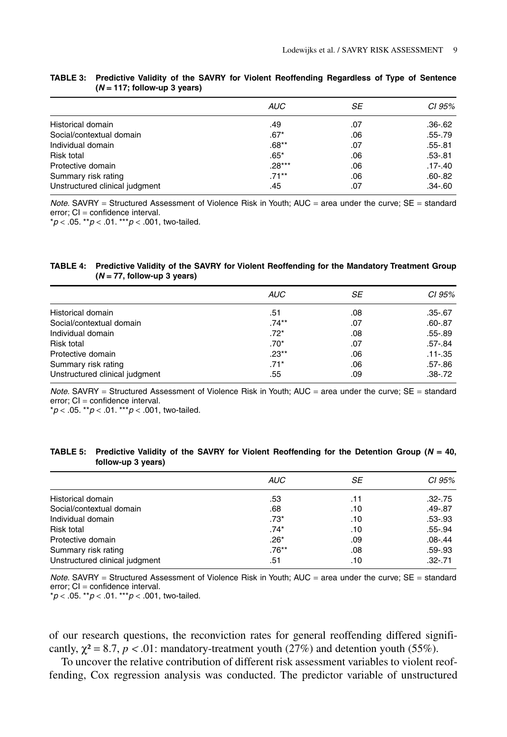**TABLE 3: Predictive Validity of the SAVRY for Violent Reoffending Regardless of Type of Sentence ($N = 117$; follow-up 3 years)**

| | *AUC* | *SE* | *CI 95%* |
|---|---|---|---|
| Historical domain | .49 | .07 | .36-.62 |
| Social/contextual domain | .67* | .06 | .55-.79 |
| Individual domain | .68** | .07 | .55-.81 |
| Risk total | .65* | .06 | .53-.81 |
| Protective domain | .28*** | .06 | .17-.40 |
| Summary risk rating | .71** | .06 | .60-.82 |
| Unstructured clinical judgment | .45 | .07 | .34-.60 |

*Note.* SAVRY = Structured Assessment of Violence Risk in Youth; AUC = area under the curve; SE = standard error; CI = confidence interval.
*$p < .05$. **$p < .01$. ***$p < .001$, two-tailed.

**TABLE 4: Predictive Validity of the SAVRY for Violent Reoffending for the Mandatory Treatment Group ($N = 77$, follow-up 3 years)**

| | *AUC* | *SE* | *CI 95%* |
|---|---|---|---|
| Historical domain | .51 | .08 | .35-.67 |
| Social/contextual domain | .74** | .07 | .60-.87 |
| Individual domain | .72* | .08 | .55-.89 |
| Risk total | .70* | .07 | .57-.84 |
| Protective domain | .23** | .06 | .11-.35 |
| Summary risk rating | .71* | .06 | .57-.86 |
| Unstructured clinical judgment | .55 | .09 | .38-.72 |

*Note.* SAVRY = Structured Assessment of Violence Risk in Youth; AUC = area under the curve; SE = standard error; CI = confidence interval.
*$p < .05$. **$p < .01$. ***$p < .001$, two-tailed.

**TABLE 5: Predictive Validity of the SAVRY for Violent Reoffending for the Detention Group ($N = 40$, follow-up 3 years)**

| | *AUC* | *SE* | *CI 95%* |
|---|---|---|---|
| Historical domain | .53 | .11 | .32-.75 |
| Social/contextual domain | .68 | .10 | .49-.87 |
| Individual domain | .73* | .10 | .53-.93 |
| Risk total | .74* | .10 | .55-.94 |
| Protective domain | .26* | .09 | .08-.44 |
| Summary risk rating | .76** | .08 | .59-.93 |
| Unstructured clinical judgment | .51 | .10 | .32-.71 |

*Note.* SAVRY = Structured Assessment of Violence Risk in Youth; AUC = area under the curve; SE = standard error; CI = confidence interval.
*$p < .05$. **$p < .01$. ***$p < .001$, two-tailed.

of our research questions, the reconviction rates for general reoffending differed significantly, $\chi^2 = 8.7$, $p < .01$: mandatory-treatment youth (27%) and detention youth (55%).

To uncover the relative contribution of different risk assessment variables to violent reoffending, Cox regression analysis was conducted. The predictor variable of unstructured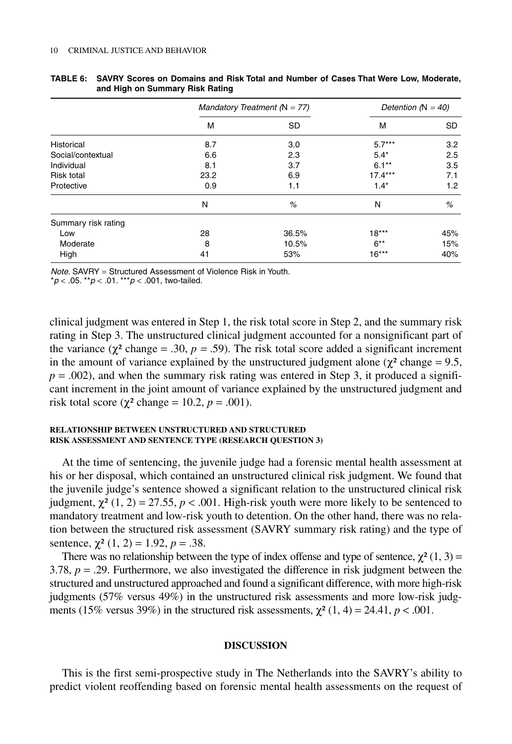**TABLE 6: SAVRY Scores on Domains and Risk Total and Number of Cases That Were Low, Moderate, and High on Summary Risk Rating**

| | *Mandatory Treatment (N = 77)* | | *Detention (N = 40)* | |
|---|---|---|---|---|
| | M | SD | M | SD |
| Historical | 8.7 | 3.0 | 5.7*** | 3.2 |
| Social/contextual | 6.6 | 2.3 | 5.4* | 2.5 |
| Individual | 8.1 | 3.7 | 6.1** | 3.5 |
| Risk total | 23.2 | 6.9 | 17.4*** | 7.1 |
| Protective | 0.9 | 1.1 | 1.4* | 1.2 |
| | N | % | N | % |
| Summary risk rating | | | | |
| Low | 28 | 36.5% | 18*** | 45% |
| Moderate | 8 | 10.5% | 6** | 15% |
| High | 41 | 53% | 16*** | 40% |

*Note.* SAVRY = Structured Assessment of Violence Risk in Youth.
*$p < .05$. **$p < .01$. ***$p < .001$, two-tailed.

clinical judgment was entered in Step 1, the risk total score in Step 2, and the summary risk rating in Step 3. The unstructured clinical judgment accounted for a nonsignificant part of the variance ($\chi^2$ change = .30, $p = .59$). The risk total score added a significant increment in the amount of variance explained by the unstructured judgment alone ($\chi^2$ change = 9.5, $p = .002$), and when the summary risk rating was entered in Step 3, it produced a significant increment in the joint amount of variance explained by the unstructured judgment and risk total score ($\chi^2$ change = 10.2, $p = .001$).

#### RELATIONSHIP BETWEEN UNSTRUCTURED AND STRUCTURED RISK ASSESSMENT AND SENTENCE TYPE (RESEARCH QUESTION 3)

At the time of sentencing, the juvenile judge had a forensic mental health assessment at his or her disposal, which contained an unstructured clinical risk judgment. We found that the juvenile judge's sentence showed a significant relation to the unstructured clinical risk judgment, $\chi^2$ (1, 2) = 27.55, $p < .001$. High-risk youth were more likely to be sentenced to mandatory treatment and low-risk youth to detention. On the other hand, there was no relation between the structured risk assessment (SAVRY summary risk rating) and the type of sentence, $\chi^2$ (1, 2) = 1.92, $p = .38$.

There was no relationship between the type of index offense and type of sentence, $\chi^2$ (1, 3) = 3.78, $p = .29$. Furthermore, we also investigated the difference in risk judgment between the structured and unstructured approached and found a significant difference, with more high-risk judgments (57% versus 49%) in the unstructured risk assessments and more low-risk judgments (15% versus 39%) in the structured risk assessments, $\chi^2$ (1, 4) = 24.41, $p < .001$.

## DISCUSSION

This is the first semi-prospective study in The Netherlands into the SAVRY's ability to predict violent reoffending based on forensic mental health assessments on the request of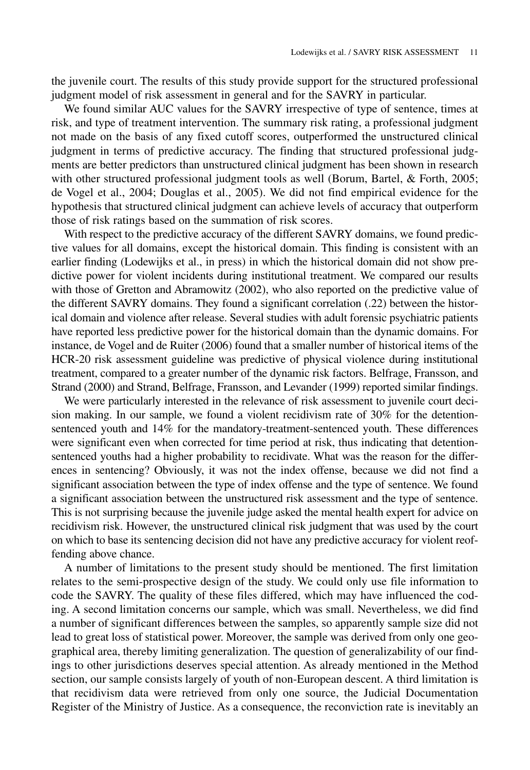the juvenile court. The results of this study provide support for the structured professional judgment model of risk assessment in general and for the SAVRY in particular.

We found similar AUC values for the SAVRY irrespective of type of sentence, times at risk, and type of treatment intervention. The summary risk rating, a professional judgment not made on the basis of any fixed cutoff scores, outperformed the unstructured clinical judgment in terms of predictive accuracy. The finding that structured professional judgments are better predictors than unstructured clinical judgment has been shown in research with other structured professional judgment tools as well (Borum, Bartel, & Forth, 2005; de Vogel et al., 2004; Douglas et al., 2005). We did not find empirical evidence for the hypothesis that structured clinical judgment can achieve levels of accuracy that outperform those of risk ratings based on the summation of risk scores.

With respect to the predictive accuracy of the different SAVRY domains, we found predictive values for all domains, except the historical domain. This finding is consistent with an earlier finding (Lodewijks et al., in press) in which the historical domain did not show predictive power for violent incidents during institutional treatment. We compared our results with those of Gretton and Abramowitz (2002), who also reported on the predictive value of the different SAVRY domains. They found a significant correlation (.22) between the historical domain and violence after release. Several studies with adult forensic psychiatric patients have reported less predictive power for the historical domain than the dynamic domains. For instance, de Vogel and de Ruiter (2006) found that a smaller number of historical items of the HCR-20 risk assessment guideline was predictive of physical violence during institutional treatment, compared to a greater number of the dynamic risk factors. Belfrage, Fransson, and Strand (2000) and Strand, Belfrage, Fransson, and Levander (1999) reported similar findings.

We were particularly interested in the relevance of risk assessment to juvenile court decision making. In our sample, we found a violent recidivism rate of 30% for the detention-sentenced youth and 14% for the mandatory-treatment-sentenced youth. These differences were significant even when corrected for time period at risk, thus indicating that detention-sentenced youths had a higher probability to recidivate. What was the reason for the differences in sentencing? Obviously, it was not the index offense, because we did not find a significant association between the type of index offense and the type of sentence. We found a significant association between the unstructured risk assessment and the type of sentence. This is not surprising because the juvenile judge asked the mental health expert for advice on recidivism risk. However, the unstructured clinical risk judgment that was used by the court on which to base its sentencing decision did not have any predictive accuracy for violent reoffending above chance.

A number of limitations to the present study should be mentioned. The first limitation relates to the semi-prospective design of the study. We could only use file information to code the SAVRY. The quality of these files differed, which may have influenced the coding. A second limitation concerns our sample, which was small. Nevertheless, we did find a number of significant differences between the samples, so apparently sample size did not lead to great loss of statistical power. Moreover, the sample was derived from only one geographical area, thereby limiting generalization. The question of generalizability of our findings to other jurisdictions deserves special attention. As already mentioned in the Method section, our sample consists largely of youth of non-European descent. A third limitation is that recidivism data were retrieved from only one source, the Judicial Documentation Register of the Ministry of Justice. As a consequence, the reconviction rate is inevitably an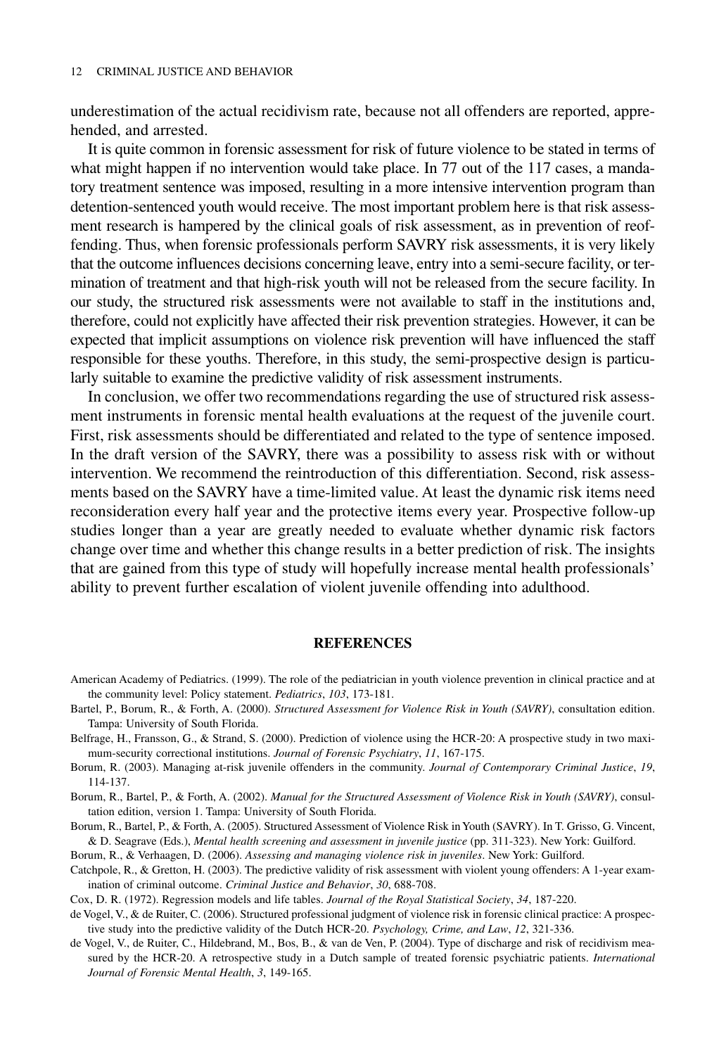underestimation of the actual recidivism rate, because not all offenders are reported, apprehended, and arrested.

It is quite common in forensic assessment for risk of future violence to be stated in terms of what might happen if no intervention would take place. In 77 out of the 117 cases, a mandatory treatment sentence was imposed, resulting in a more intensive intervention program than detention-sentenced youth would receive. The most important problem here is that risk assessment research is hampered by the clinical goals of risk assessment, as in prevention of reoffending. Thus, when forensic professionals perform SAVRY risk assessments, it is very likely that the outcome influences decisions concerning leave, entry into a semi-secure facility, or termination of treatment and that high-risk youth will not be released from the secure facility. In our study, the structured risk assessments were not available to staff in the institutions and, therefore, could not explicitly have affected their risk prevention strategies. However, it can be expected that implicit assumptions on violence risk prevention will have influenced the staff responsible for these youths. Therefore, in this study, the semi-prospective design is particularly suitable to examine the predictive validity of risk assessment instruments.

In conclusion, we offer two recommendations regarding the use of structured risk assessment instruments in forensic mental health evaluations at the request of the juvenile court. First, risk assessments should be differentiated and related to the type of sentence imposed. In the draft version of the SAVRY, there was a possibility to assess risk with or without intervention. We recommend the reintroduction of this differentiation. Second, risk assessments based on the SAVRY have a time-limited value. At least the dynamic risk items need reconsideration every half year and the protective items every year. Prospective follow-up studies longer than a year are greatly needed to evaluate whether dynamic risk factors change over time and whether this change results in a better prediction of risk. The insights that are gained from this type of study will hopefully increase mental health professionals' ability to prevent further escalation of violent juvenile offending into adulthood.

## REFERENCES

American Academy of Pediatrics. (1999). The role of the pediatrician in youth violence prevention in clinical practice and at the community level: Policy statement. *Pediatrics*, *103*, 173-181.

Bartel, P., Borum, R., & Forth, A. (2000). *Structured Assessment for Violence Risk in Youth (SAVRY)*, consultation edition. Tampa: University of South Florida.

Belfrage, H., Fransson, G., & Strand, S. (2000). Prediction of violence using the HCR-20: A prospective study in two maximum-security correctional institutions. *Journal of Forensic Psychiatry*, *11*, 167-175.

Borum, R. (2003). Managing at-risk juvenile offenders in the community. *Journal of Contemporary Criminal Justice*, *19*, 114-137.

Borum, R., Bartel, P., & Forth, A. (2002). *Manual for the Structured Assessment of Violence Risk in Youth (SAVRY)*, consultation edition, version 1. Tampa: University of South Florida.

Borum, R., Bartel, P., & Forth, A. (2005). Structured Assessment of Violence Risk in Youth (SAVRY). In T. Grisso, G. Vincent, & D. Seagrave (Eds.), *Mental health screening and assessment in juvenile justice* (pp. 311-323). New York: Guilford.

Borum, R., & Verhaagen, D. (2006). *Assessing and managing violence risk in juveniles*. New York: Guilford.

Catchpole, R., & Gretton, H. (2003). The predictive validity of risk assessment with violent young offenders: A 1-year examination of criminal outcome. *Criminal Justice and Behavior*, *30*, 688-708.

Cox, D. R. (1972). Regression models and life tables. *Journal of the Royal Statistical Society*, *34*, 187-220.

de Vogel, V., & de Ruiter, C. (2006). Structured professional judgment of violence risk in forensic clinical practice: A prospective study into the predictive validity of the Dutch HCR-20. *Psychology, Crime, and Law*, *12*, 321-336.

de Vogel, V., de Ruiter, C., Hildebrand, M., Bos, B., & van de Ven, P. (2004). Type of discharge and risk of recidivism measured by the HCR-20. A retrospective study in a Dutch sample of treated forensic psychiatric patients. *International Journal of Forensic Mental Health*, *3*, 149-165.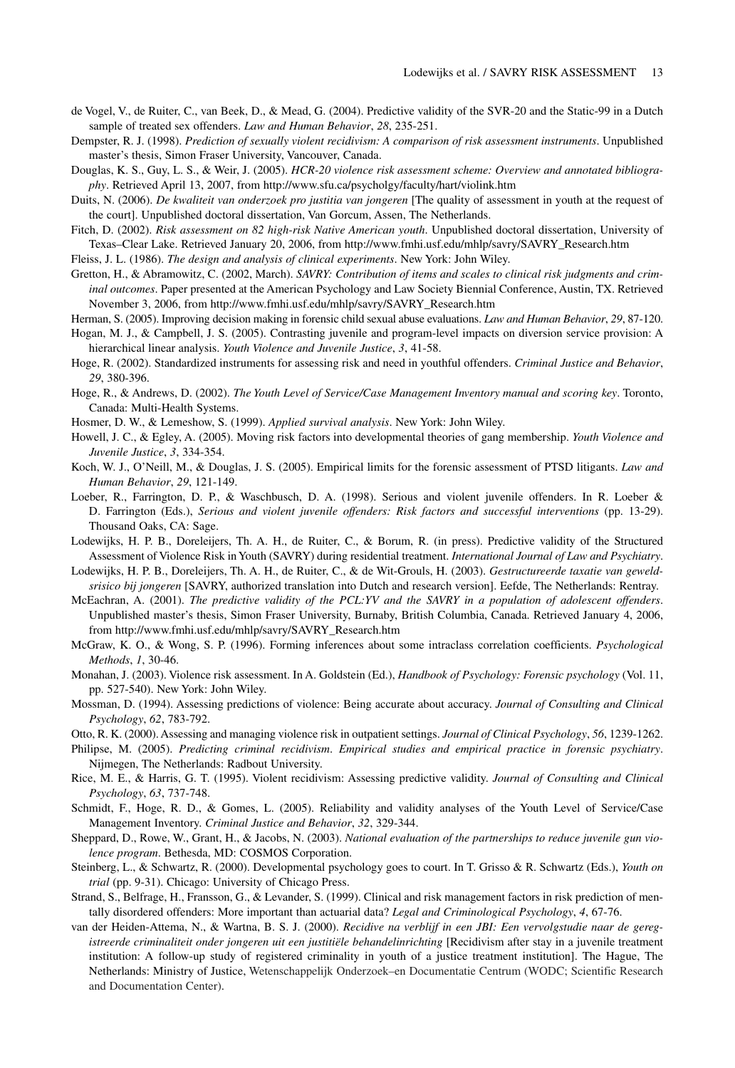de Vogel, V., de Ruiter, C., van Beek, D., & Mead, G. (2004). Predictive validity of the SVR-20 and the Static-99 in a Dutch sample of treated sex offenders. *Law and Human Behavior*, *28*, 235-251.

Dempster, R. J. (1998). *Prediction of sexually violent recidivism: A comparison of risk assessment instruments*. Unpublished master's thesis, Simon Fraser University, Vancouver, Canada.

Douglas, K. S., Guy, L. S., & Weir, J. (2005). *HCR-20 violence risk assessment scheme: Overview and annotated bibliography*. Retrieved April 13, 2007, from http://www.sfu.ca/psycholgy/faculty/hart/violink.htm

Duits, N. (2006). *De kwaliteit van onderzoek pro justitia van jongeren* [The quality of assessment in youth at the request of the court]. Unpublished doctoral dissertation, Van Gorcum, Assen, The Netherlands.

Fitch, D. (2002). *Risk assessment on 82 high-risk Native American youth*. Unpublished doctoral dissertation, University of Texas–Clear Lake. Retrieved January 20, 2006, from http://www.fmhi.usf.edu/mhlp/savry/SAVRY_Research.htm

Fleiss, J. L. (1986). *The design and analysis of clinical experiments*. New York: John Wiley.

Gretton, H., & Abramowitz, C. (2002, March). *SAVRY: Contribution of items and scales to clinical risk judgments and criminal outcomes*. Paper presented at the American Psychology and Law Society Biennial Conference, Austin, TX. Retrieved November 3, 2006, from http://www.fmhi.usf.edu/mhlp/savry/SAVRY_Research.htm

Herman, S. (2005). Improving decision making in forensic child sexual abuse evaluations. *Law and Human Behavior*, *29*, 87-120.

Hogan, M. J., & Campbell, J. S. (2005). Contrasting juvenile and program-level impacts on diversion service provision: A hierarchical linear analysis. *Youth Violence and Juvenile Justice*, *3*, 41-58.

Hoge, R. (2002). Standardized instruments for assessing risk and need in youthful offenders. *Criminal Justice and Behavior*, *29*, 380-396.

Hoge, R., & Andrews, D. (2002). *The Youth Level of Service/Case Management Inventory manual and scoring key*. Toronto, Canada: Multi-Health Systems.

Hosmer, D. W., & Lemeshow, S. (1999). *Applied survival analysis*. New York: John Wiley.

Howell, J. C., & Egley, A. (2005). Moving risk factors into developmental theories of gang membership. *Youth Violence and Juvenile Justice*, *3*, 334-354.

Koch, W. J., O'Neill, M., & Douglas, J. S. (2005). Empirical limits for the forensic assessment of PTSD litigants. *Law and Human Behavior*, *29*, 121-149.

Loeber, R., Farrington, D. P., & Waschbusch, D. A. (1998). Serious and violent juvenile offenders. In R. Loeber & D. Farrington (Eds.), *Serious and violent juvenile offenders: Risk factors and successful interventions* (pp. 13-29). Thousand Oaks, CA: Sage.

Lodewijks, H. P. B., Doreleijers, Th. A. H., de Ruiter, C., & Borum, R. (in press). Predictive validity of the Structured Assessment of Violence Risk in Youth (SAVRY) during residential treatment. *International Journal of Law and Psychiatry*.

Lodewijks, H. P. B., Doreleijers, Th. A. H., de Ruiter, C., & de Wit-Grouls, H. (2003). *Gestructureerde taxatie van geweldsrisico bij jongeren* [SAVRY, authorized translation into Dutch and research version]. Eefde, The Netherlands: Rentray.

McEachran, A. (2001). *The predictive validity of the PCL:YV and the SAVRY in a population of adolescent offenders*. Unpublished master's thesis, Simon Fraser University, Burnaby, British Columbia, Canada. Retrieved January 4, 2006, from http://www.fmhi.usf.edu/mhlp/savry/SAVRY_Research.htm

McGraw, K. O., & Wong, S. P. (1996). Forming inferences about some intraclass correlation coefficients. *Psychological Methods*, *1*, 30-46.

Monahan, J. (2003). Violence risk assessment. In A. Goldstein (Ed.), *Handbook of Psychology: Forensic psychology* (Vol. 11, pp. 527-540). New York: John Wiley.

Mossman, D. (1994). Assessing predictions of violence: Being accurate about accuracy. *Journal of Consulting and Clinical Psychology*, *62*, 783-792.

Otto, R. K. (2000). Assessing and managing violence risk in outpatient settings. *Journal of Clinical Psychology*, *56*, 1239-1262.

Philipse, M. (2005). *Predicting criminal recidivism. Empirical studies and empirical practice in forensic psychiatry*. Nijmegen, The Netherlands: Radbout University.

Rice, M. E., & Harris, G. T. (1995). Violent recidivism: Assessing predictive validity. *Journal of Consulting and Clinical Psychology*, *63*, 737-748.

Schmidt, F., Hoge, R. D., & Gomes, L. (2005). Reliability and validity analyses of the Youth Level of Service/Case Management Inventory. *Criminal Justice and Behavior*, *32*, 329-344.

Sheppard, D., Rowe, W., Grant, H., & Jacobs, N. (2003). *National evaluation of the partnerships to reduce juvenile gun violence program*. Bethesda, MD: COSMOS Corporation.

Steinberg, L., & Schwartz, R. (2000). Developmental psychology goes to court. In T. Grisso & R. Schwartz (Eds.), *Youth on trial* (pp. 9-31). Chicago: University of Chicago Press.

Strand, S., Belfrage, H., Fransson, G., & Levander, S. (1999). Clinical and risk management factors in risk prediction of mentally disordered offenders: More important than actuarial data? *Legal and Criminological Psychology*, *4*, 67-76.

van der Heiden-Attema, N., & Wartna, B. S. J. (2000). *Recidive na verblijf in een JBI: Een vervolgstudie naar de geregistreerde criminaliteit onder jongeren uit een justitiële behandelinrichting* [Recidivism after stay in a juvenile treatment institution: A follow-up study of registered criminality in youth of a justice treatment institution]. The Hague, The Netherlands: Ministry of Justice, Wetenschappelijk Onderzoek–en Documentatie Centrum (WODC; Scientific Research and Documentation Center).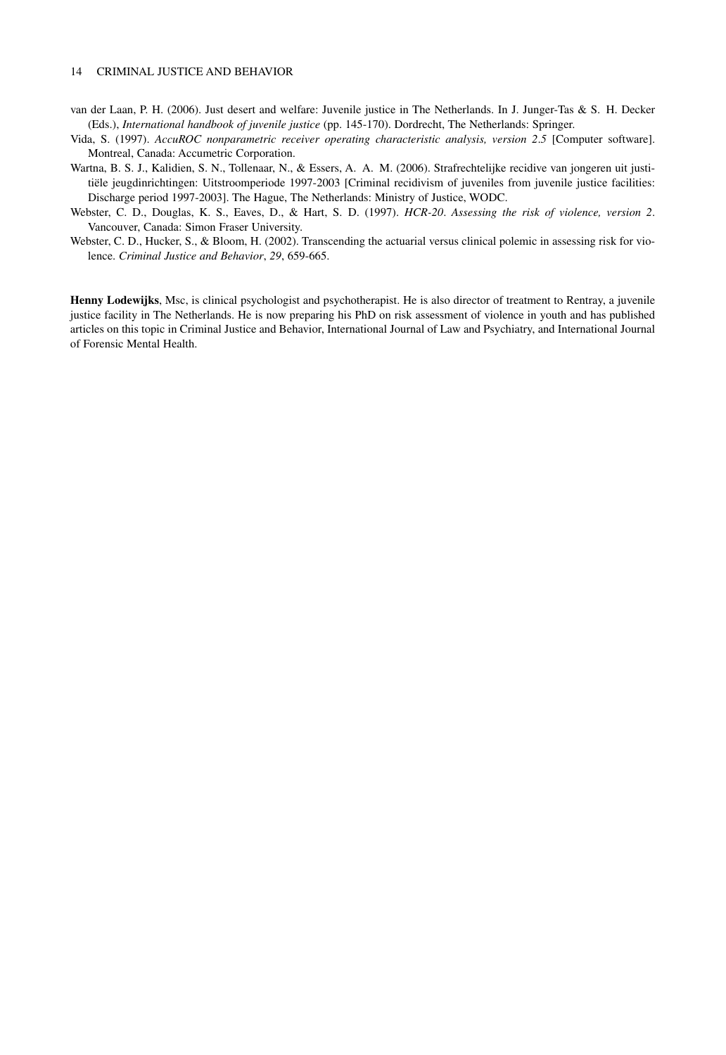van der Laan, P. H. (2006). Just desert and welfare: Juvenile justice in The Netherlands. In J. Junger-Tas & S. H. Decker (Eds.), *International handbook of juvenile justice* (pp. 145-170). Dordrecht, The Netherlands: Springer.

Vida, S. (1997). *AccuROC nonparametric receiver operating characteristic analysis, version 2.5* [Computer software]. Montreal, Canada: Accumetric Corporation.

Wartna, B. S. J., Kalidien, S. N., Tollenaar, N., & Essers, A. A. M. (2006). Strafrechtelijke recidive van jongeren uit justitiële jeugdinrichtingen: Uitstroomperiode 1997-2003 [Criminal recidivism of juveniles from juvenile justice facilities: Discharge period 1997-2003]. The Hague, The Netherlands: Ministry of Justice, WODC.

Webster, C. D., Douglas, K. S., Eaves, D., & Hart, S. D. (1997). *HCR-20. Assessing the risk of violence, version 2*. Vancouver, Canada: Simon Fraser University.

Webster, C. D., Hucker, S., & Bloom, H. (2002). Transcending the actuarial versus clinical polemic in assessing risk for violence. *Criminal Justice and Behavior*, *29*, 659-665.

**Henny Lodewijks**, Msc, is clinical psychologist and psychotherapist. He is also director of treatment to Rentray, a juvenile justice facility in The Netherlands. He is now preparing his PhD on risk assessment of violence in youth and has published articles on this topic in Criminal Justice and Behavior, International Journal of Law and Psychiatry, and International Journal of Forensic Mental Health.